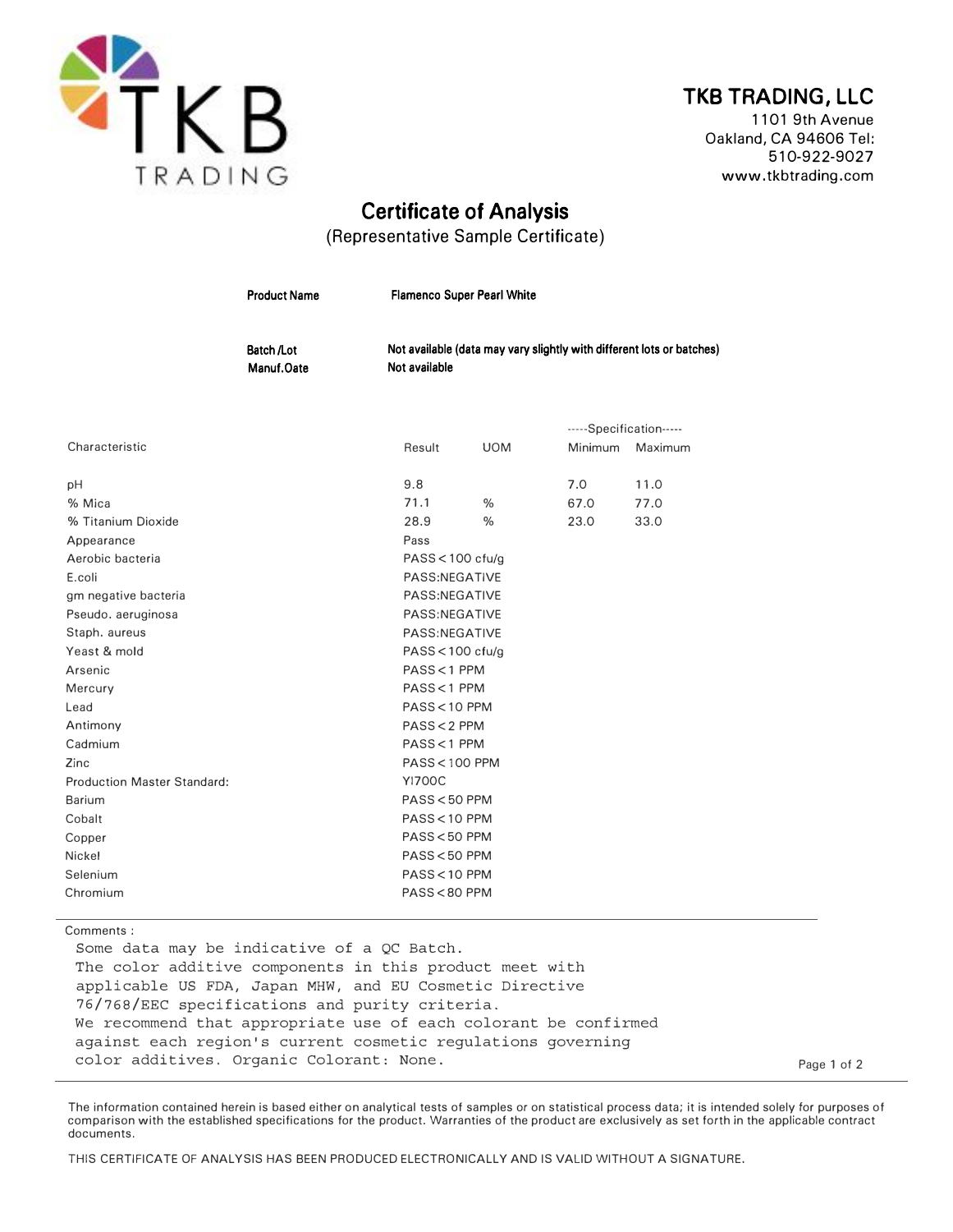**TKB TRADING, LLC**
1101 9th Avenue
Oakland, CA 94606 Tel:
510-922-9027
www.tkbtrading.com

# Certificate of Analysis

(Representative Sample Certificate)

**Product Name** Flamenco Super Pearl White

**Batch /Lot** Not available (data may vary slightly with different lots or batches)
**Manuf.Oate** Not available

| Characteristic | Result | UOM | Specification Minimum | Specification Maximum |
|---|---|---|---|---|
| pH | 9.8 | | 7.0 | 11.0 |
| % Mica | 71.1 | % | 67.0 | 77.0 |
| % Titanium Dioxide | 28.9 | % | 23.0 | 33.0 |
| Appearance | Pass | | | |
| Aerobic bacteria | PASS < 100 cfu/g | | | |
| E.coli | PASS:NEGATIVE | | | |
| gm negative bacteria | PASS:NEGATIVE | | | |
| Pseudo. aeruginosa | PASS:NEGATIVE | | | |
| Staph. aureus | PASS:NEGATIVE | | | |
| Yeast & mold | PASS < 100 cfu/g | | | |
| Arsenic | PASS < 1 PPM | | | |
| Mercury | PASS < 1 PPM | | | |
| Lead | PASS < 10 PPM | | | |
| Antimony | PASS < 2 PPM | | | |
| Cadmium | PASS < 1 PPM | | | |
| Zinc | PASS < 100 PPM | | | |
| Production Master Standard: | YI700C | | | |
| Barium | PASS < 50 PPM | | | |
| Cobalt | PASS < 10 PPM | | | |
| Copper | PASS < 50 PPM | | | |
| Nickel | PASS < 50 PPM | | | |
| Selenium | PASS < 10 PPM | | | |
| Chromium | PASS < 80 PPM | | | |

Comments :

```
Some data may be indicative of a QC Batch.
The color additive components in this product meet with
applicable US FDA, Japan MHW, and EU Cosmetic Directive
76/768/EEC specifications and purity criteria.
We recommend that appropriate use of each colorant be confirmed
against each region's current cosmetic regulations governing
color additives. Organic Colorant: None.
```

The information contained herein is based either on analytical tests of samples or on statistical process data; it is intended solely for purposes of comparison with the established specifications for the product. Warranties of the product are exclusively as set forth in the applicable contract documents.

THIS CERTIFICATE OF ANALYSIS HAS BEEN PRODUCED ELECTRONICALLY AND IS VALID WITHOUT A SIGNATURE.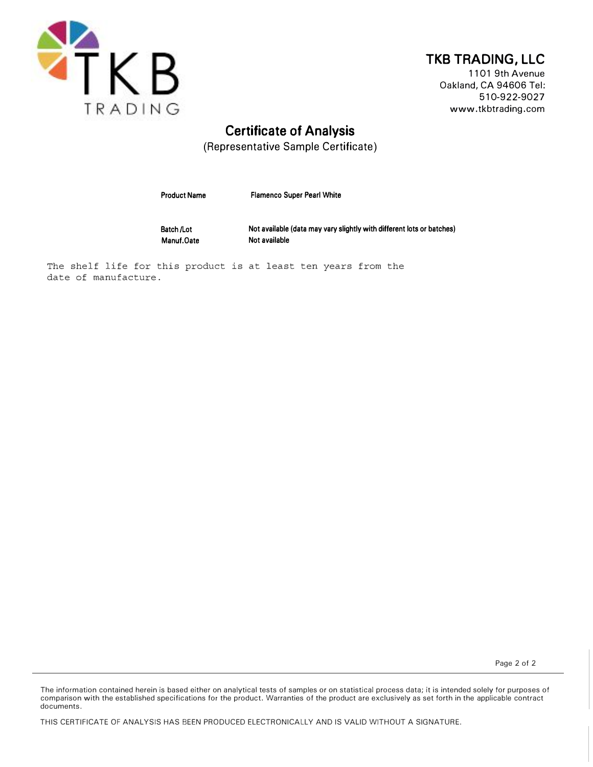**TKB TRADING, LLC**
1101 9th Avenue
Oakland, CA 94606 Tel:
510-922-9027
www.tkbtrading.com

# Certificate of Analysis

(Representative Sample Certificate)

| | |
|---|---|
| **Product Name** | **Flamenco Super Pearl White** |
| **Batch /Lot** | **Not available (data may vary slightly with different lots or batches)** |
| **Manuf.Oate** | **Not available** |

The shelf life for this product is at least ten years from the date of manufacture.

The information contained herein is based either on analytical tests of samples or on statistical process data; it is intended solely for purposes of comparison with the established specifications for the product. Warranties of the product are exclusively as set forth in the applicable contract documents.

THIS CERTIFICATE OF ANALYSIS HAS BEEN PRODUCED ELECTRONICALLY AND IS VALID WITHOUT A SIGNATURE.